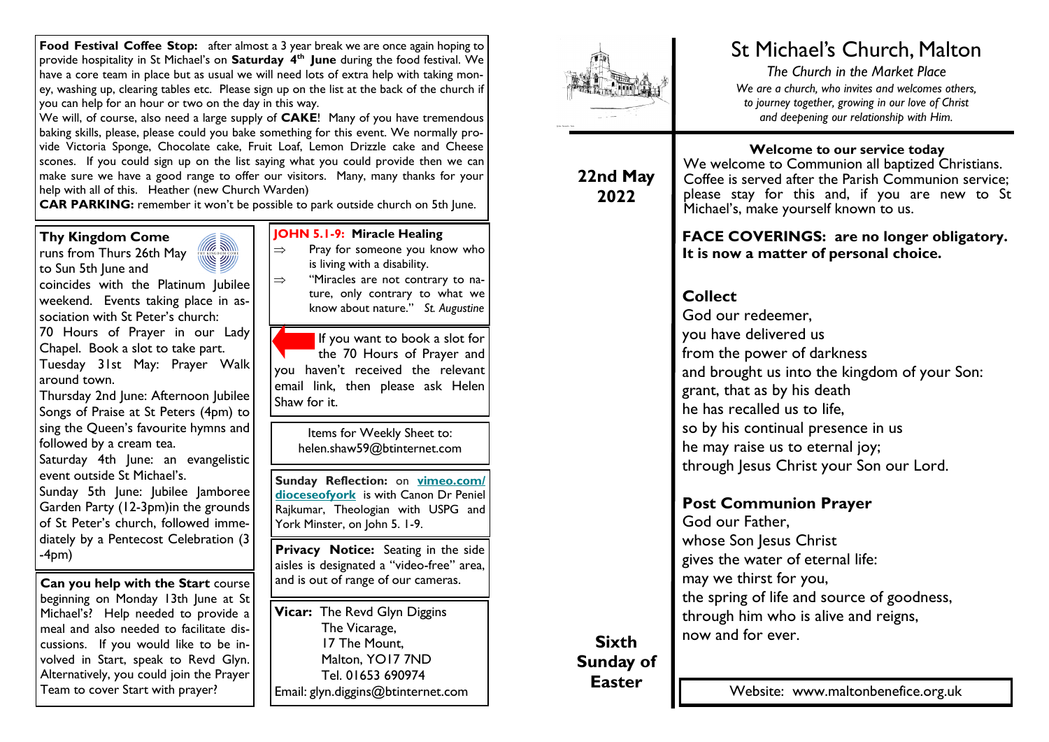**Food Festival Coffee Stop:** after almost a 3 year break we are once again hoping to provide hospitality in St Michael's on **Saturday 4th June** during the food festival. We have a core team in place but as usual we will need lots of extra help with taking money, washing up, clearing tables etc. Please sign up on the list at the back of the church if you can help for an hour or two on the day in this way.

We will, of course, also need a large supply of **CAKE**! Many of you have tremendous baking skills, please, please could you bake something for this event. We normally provide Victoria Sponge, Chocolate cake, Fruit Loaf, Lemon Drizzle cake and Cheese scones. If you could sign up on the list saying what you could provide then we can make sure we have a good range to offer our visitors. Many, many thanks for your help with all of this. Heather (new Church Warden)

**CAR PARKING:** remember it won't be possible to park outside church on 5th June.

**Thy Kingdom Come** runs from Thurs 26th May to Sun 5th June and coincides with the Platinum Jubilee weekend. Events taking place in association with St Peter's church:

70 Hours of Prayer in our Lady Chapel. Book a slot to take part.

Tuesday 31st May: Prayer Walk around town.

Thursday 2nd June: Afternoon Jubilee Songs of Praise at St Peters (4pm) to sing the Queen's favourite hymns and followed by a cream tea.

Saturday 4th June: an evangelistic event outside St Michael's.

Sunday 5th June: Jubilee Jamboree Garden Party (12-3pm)in the grounds of St Peter's church, followed immediately by a Pentecost Celebration (3-4pm)

**Can you help with the Start** course beginning on Monday 13th June at St Michael's? Help needed to provide a meal and also needed to facilitate discussions. If you would like to be involved in Start, speak to Revd Glyn. Alternatively, you could join the Prayer Team to cover Start with prayer?

**JOHN 5.1-9: Miracle Healing**

- ⇒ Pray for someone you know who is living with a disability.
- ⇒ "Miracles are not contrary to nature, only contrary to what we know about nature." *St. Augustine*

If you want to book a slot for the 70 Hours of Prayer and you haven't received the relevant email link, then please ask Helen Shaw for it.

Items for Weekly Sheet to: helen.shaw59@btinternet.com

**Sunday Reflection:** on **vimeo.com/dioceseofyork** is with Canon Dr Peniel Rajkumar, Theologian with USPG and York Minster, on John 5. 1-9.

**Privacy Notice:** Seating in the side aisles is designated a "video-free" area, and is out of range of our cameras.

**Vicar:** The Revd Glyn Diggins
The Vicarage,
17 The Mount,
Malton, YO17 7ND
Tel. 01653 690974
Email: glyn.diggins@btinternet.com

# St Michael's Church, Malton

*The Church in the Market Place*

*We are a church, who invites and welcomes others, to journey together, growing in our love of Christ and deepening our relationship with Him.*

**22nd May 2022**

**Welcome to our service today**

We welcome to Communion all baptized Christians. Coffee is served after the Parish Communion service; please stay for this and, if you are new to St Michael's, make yourself known to us.

**FACE COVERINGS: are no longer obligatory. It is now a matter of personal choice.**

## Collect

God our redeemer,
you have delivered us
from the power of darkness
and brought us into the kingdom of your Son:
grant, that as by his death
he has recalled us to life,
so by his continual presence in us
he may raise us to eternal joy;
through Jesus Christ your Son our Lord.

## Post Communion Prayer

God our Father,
whose Son Jesus Christ
gives the water of eternal life:
may we thirst for you,
the spring of life and source of goodness,
through him who is alive and reigns,
now and for ever.

**Sixth Sunday of Easter**

Website: www.maltonbenefice.org.uk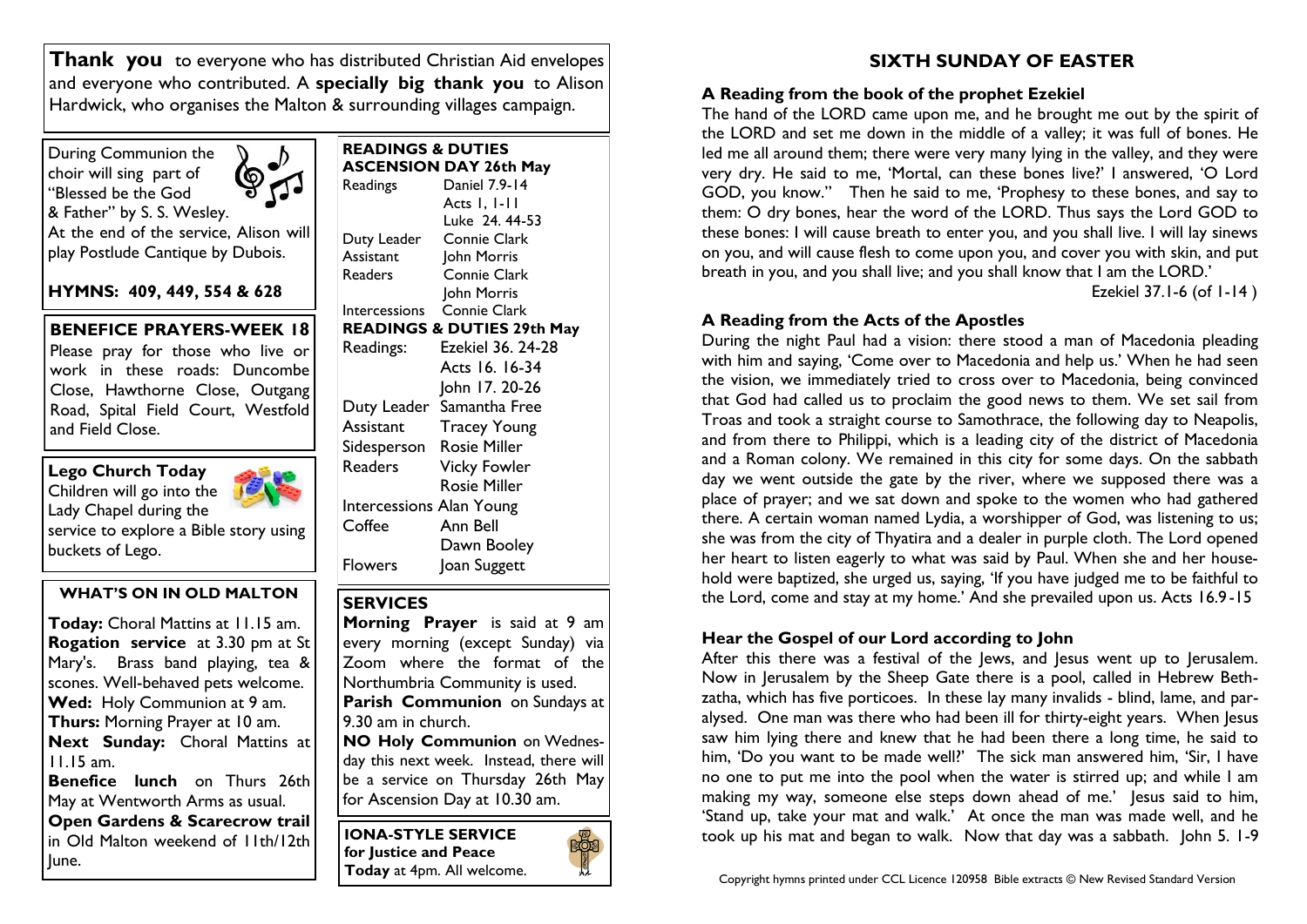**Thank you** to everyone who has distributed Christian Aid envelopes and everyone who contributed. A **specially big thank you** to Alison Hardwick, who organises the Malton & surrounding villages campaign.

During Communion the choir will sing part of "Blessed be the God & Father" by S. S. Wesley.
At the end of the service, Alison will play Postlude Cantique by Dubois.

**HYMNS: 409, 449, 554 & 628**

**BENEFICE PRAYERS-WEEK 18**

Please pray for those who live or work in these roads: Duncombe Close, Hawthorne Close, Outgang Road, Spital Field Court, Westfold and Field Close.

**Lego Church Today**

Children will go into the Lady Chapel during the service to explore a Bible story using buckets of Lego.

**WHAT'S ON IN OLD MALTON**

**Today:** Choral Mattins at 11.15 am.
**Rogation service** at 3.30 pm at St Mary's. Brass band playing, tea & scones. Well-behaved pets welcome.
**Wed:** Holy Communion at 9 am.
**Thurs:** Morning Prayer at 10 am.
**Next Sunday:** Choral Mattins at 11.15 am.
**Benefice lunch** on Thurs 26th May at Wentworth Arms as usual.
**Open Gardens & Scarecrow trail** in Old Malton weekend of 11th/12th June.

**READINGS & DUTIES**
**ASCENSION DAY 26th May**

| | |
|---|---|
| Readings | Daniel 7.9-14 |
| | Acts 1, 1-11 |
| | Luke 24. 44-53 |
| Duty Leader | Connie Clark |
| Assistant | John Morris |
| Readers | Connie Clark |
| | John Morris |
| Intercessions | Connie Clark |

**READINGS & DUTIES 29th May**

| | |
|---|---|
| Readings: | Ezekiel 36. 24-28 |
| | Acts 16. 16-34 |
| | John 17. 20-26 |
| Duty Leader | Samantha Free |
| Assistant | Tracey Young |
| Sidesperson | Rosie Miller |
| Readers | Vicky Fowler |
| | Rosie Miller |
| Intercessions | Alan Young |
| Coffee | Ann Bell |
| | Dawn Booley |
| Flowers | Joan Suggett |

**SERVICES**

**Morning Prayer** is said at 9 am every morning (except Sunday) via Zoom where the format of the Northumbria Community is used.
**Parish Communion** on Sundays at 9.30 am in church.
**NO Holy Communion** on Wednesday this next week. Instead, there will be a service on Thursday 26th May for Ascension Day at 10.30 am.

**IONA-STYLE SERVICE for Justice and Peace**
**Today** at 4pm. All welcome.

## SIXTH SUNDAY OF EASTER

### A Reading from the book of the prophet Ezekiel

The hand of the LORD came upon me, and he brought me out by the spirit of the LORD and set me down in the middle of a valley; it was full of bones. He led me all around them; there were very many lying in the valley, and they were very dry. He said to me, 'Mortal, can these bones live?' I answered, 'O Lord GOD, you know." Then he said to me, 'Prophesy to these bones, and say to them: O dry bones, hear the word of the LORD. Thus says the Lord GOD to these bones: I will cause breath to enter you, and you shall live. I will lay sinews on you, and will cause flesh to come upon you, and cover you with skin, and put breath in you, and you shall live; and you shall know that I am the LORD.'
Ezekiel 37.1-6 (of 1-14 )

### A Reading from the Acts of the Apostles

During the night Paul had a vision: there stood a man of Macedonia pleading with him and saying, 'Come over to Macedonia and help us.' When he had seen the vision, we immediately tried to cross over to Macedonia, being convinced that God had called us to proclaim the good news to them. We set sail from Troas and took a straight course to Samothrace, the following day to Neapolis, and from there to Philippi, which is a leading city of the district of Macedonia and a Roman colony. We remained in this city for some days. On the sabbath day we went outside the gate by the river, where we supposed there was a place of prayer; and we sat down and spoke to the women who had gathered there. A certain woman named Lydia, a worshipper of God, was listening to us; she was from the city of Thyatira and a dealer in purple cloth. The Lord opened her heart to listen eagerly to what was said by Paul. When she and her household were baptized, she urged us, saying, 'If you have judged me to be faithful to the Lord, come and stay at my home.' And she prevailed upon us. Acts 16.9-15

### Hear the Gospel of our Lord according to John

After this there was a festival of the Jews, and Jesus went up to Jerusalem. Now in Jerusalem by the Sheep Gate there is a pool, called in Hebrew Beth-zatha, which has five porticoes. In these lay many invalids - blind, lame, and paralysed. One man was there who had been ill for thirty-eight years. When Jesus saw him lying there and knew that he had been there a long time, he said to him, 'Do you want to be made well?' The sick man answered him, 'Sir, I have no one to put me into the pool when the water is stirred up; and while I am making my way, someone else steps down ahead of me.' Jesus said to him, 'Stand up, take your mat and walk.' At once the man was made well, and he took up his mat and began to walk. Now that day was a sabbath. John 5. 1-9

Copyright hymns printed under CCL Licence 120958 Bible extracts © New Revised Standard Version